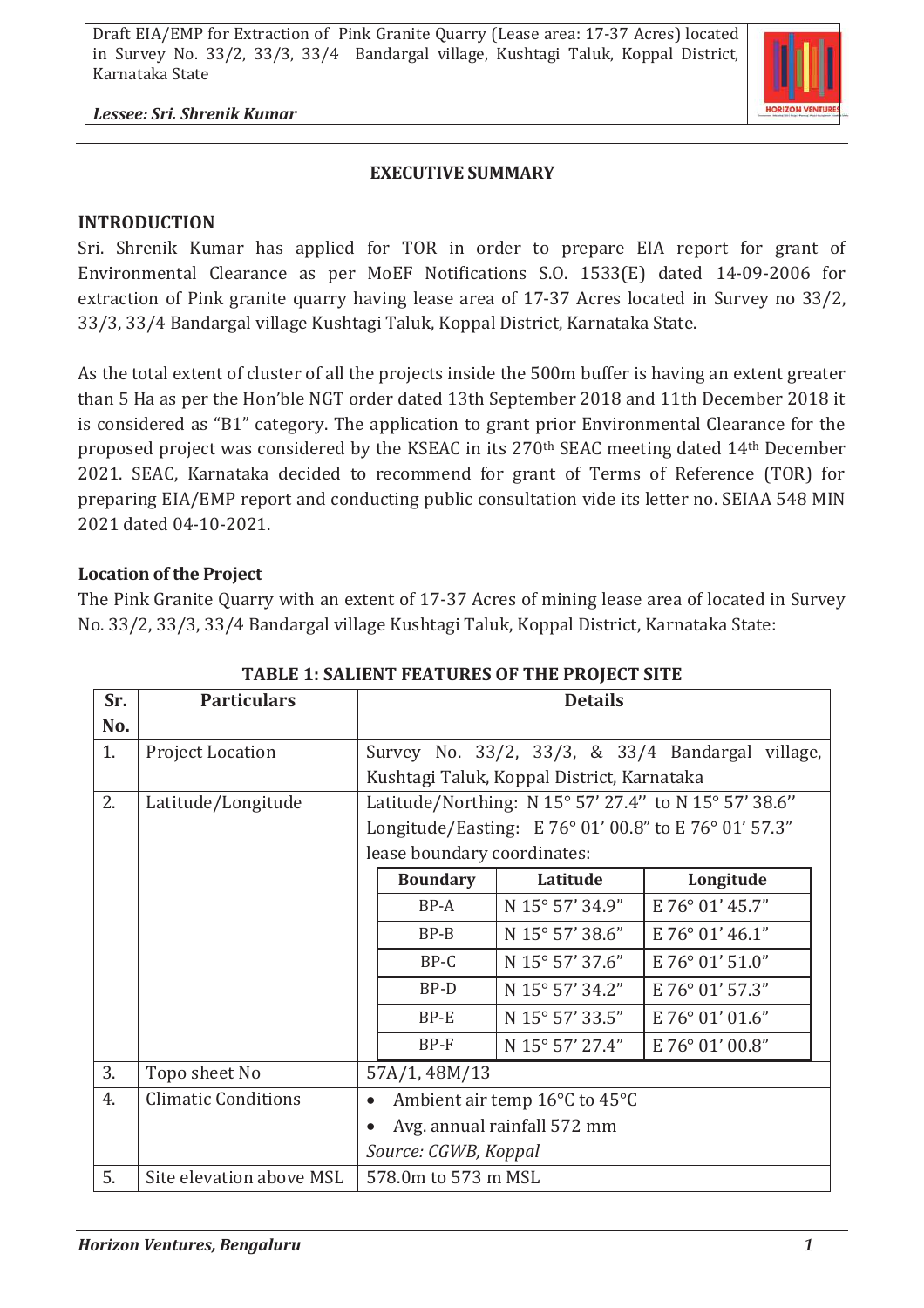## EXECUTIVE SUMMARY

### INTRODUCTION

Sri. Shrenik Kumar has applied for TOR in order to prepare EIA report for grant of Environmental Clearance as per MoEF Notifications S.O. 1533(E) dated 14-09-2006 for extraction of Pink granite quarry having lease area of 17-37 Acres located in Survey no 33/2, 33/3, 33/4 Bandargal village Kushtagi Taluk, Koppal District, Karnataka State.

As the total extent of cluster of all the projects inside the 500m buffer is having an extent greater than 5 Ha as per the Hon'ble NGT order dated 13th September 2018 and 11th December 2018 it is considered as "B1" category. The application to grant prior Environmental Clearance for the proposed project was considered by the KSEAC in its 270th SEAC meeting dated 14th December 2021. SEAC, Karnataka decided to recommend for grant of Terms of Reference (TOR) for preparing EIA/EMP report and conducting public consultation vide its letter no. SEIAA 548 MIN 2021 dated 04-10-2021.

### Location of the Project

The Pink Granite Quarry with an extent of 17-37 Acres of mining lease area of located in Survey No. 33/2, 33/3, 33/4 Bandargal village Kushtagi Taluk, Koppal District, Karnataka State:

**TABLE 1: SALIENT FEATURES OF THE PROJECT SITE**

| Sr. No. | Particulars | Details |
|---|---|---|
| 1. | Project Location | Survey No. 33/2, 33/3, & 33/4 Bandargal village, Kushtagi Taluk, Koppal District, Karnataka |
| 2. | Latitude/Longitude | Latitude/Northing: N 15° 57' 27.4'' to N 15° 57' 38.6''<br>Longitude/Easting: E 76° 01' 00.8" to E 76° 01' 57.3"<br>lease boundary coordinates:<br>BP-A: N 15° 57' 34.9" / E 76° 01' 45.7"<br>BP-B: N 15° 57' 38.6" / E 76° 01' 46.1"<br>BP-C: N 15° 57' 37.6" / E 76° 01' 51.0"<br>BP-D: N 15° 57' 34.2" / E 76° 01' 57.3"<br>BP-E: N 15° 57' 33.5" / E 76° 01' 01.6"<br>BP-F: N 15° 57' 27.4" / E 76° 01' 00.8" |
| 3. | Topo sheet No | 57A/1, 48M/13 |
| 4. | Climatic Conditions | • Ambient air temp 16°C to 45°C<br>• Avg. annual rainfall 572 mm<br>*Source: CGWB, Koppal* |
| 5. | Site elevation above MSL | 578.0m to 573 m MSL |

| Boundary | Latitude | Longitude |
|---|---|---|
| BP-A | N 15° 57' 34.9" | E 76° 01' 45.7" |
| BP-B | N 15° 57' 38.6" | E 76° 01' 46.1" |
| BP-C | N 15° 57' 37.6" | E 76° 01' 51.0" |
| BP-D | N 15° 57' 34.2" | E 76° 01' 57.3" |
| BP-E | N 15° 57' 33.5" | E 76° 01' 01.6" |
| BP-F | N 15° 57' 27.4" | E 76° 01' 00.8" |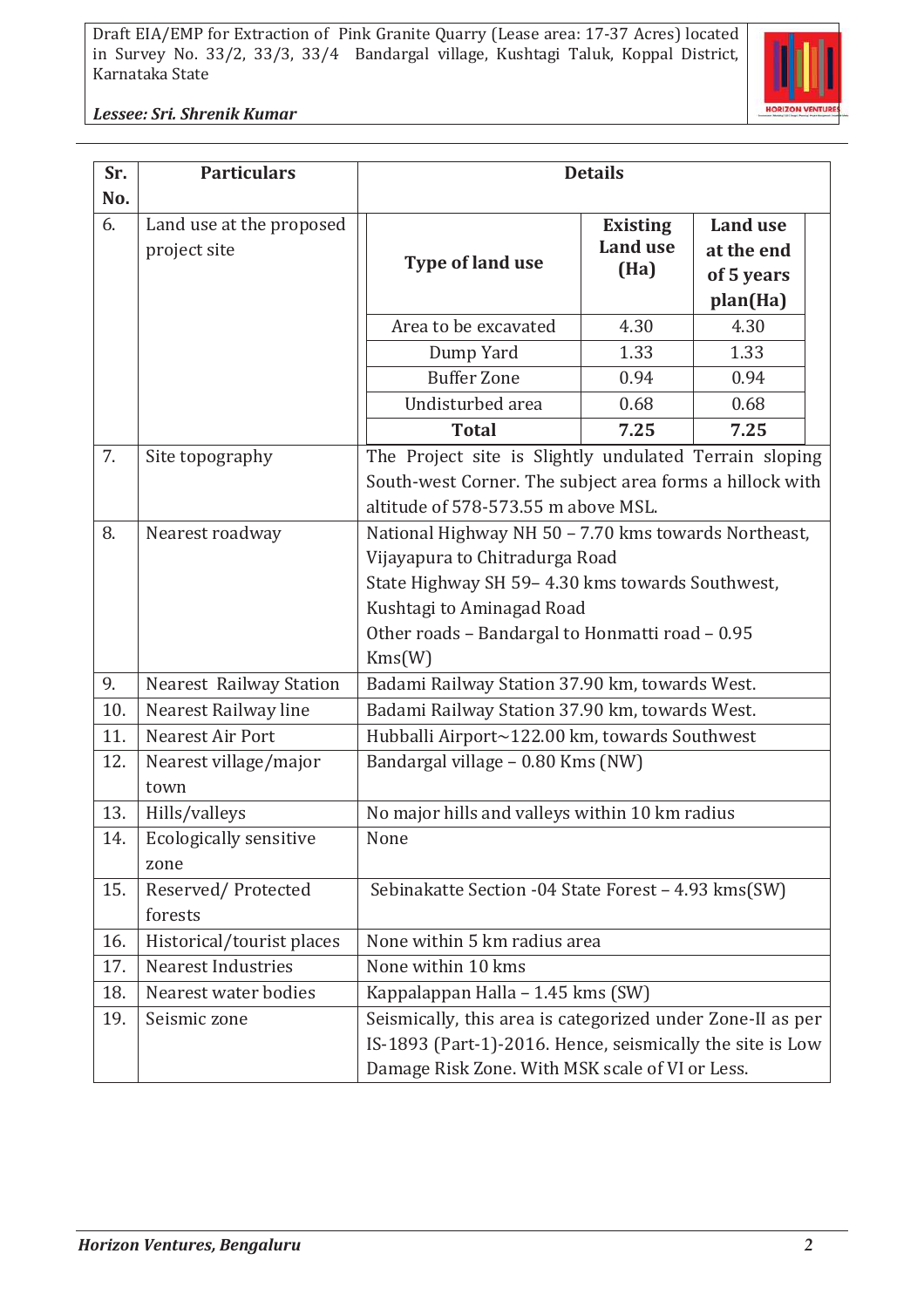| Sr. No. | Particulars | Details |
|---|---|---|
| 6. | Land use at the proposed project site | <table><tr><th>Type of land use</th><th>Existing Land use (Ha)</th><th>Land use at the end of 5 years plan(Ha)</th></tr><tr><td>Area to be excavated</td><td>4.30</td><td>4.30</td></tr><tr><td>Dump Yard</td><td>1.33</td><td>1.33</td></tr><tr><td>Buffer Zone</td><td>0.94</td><td>0.94</td></tr><tr><td>Undisturbed area</td><td>0.68</td><td>0.68</td></tr><tr><td>**Total**</td><td>**7.25**</td><td>**7.25**</td></tr></table> |
| 7. | Site topography | The Project site is Slightly undulated Terrain sloping South-west Corner. The subject area forms a hillock with altitude of 578-573.55 m above MSL. |
| 8. | Nearest roadway | National Highway NH 50 – 7.70 kms towards Northeast, Vijayapura to Chitradurga Road<br>State Highway SH 59– 4.30 kms towards Southwest, Kushtagi to Aminagad Road<br>Other roads – Bandargal to Honmatti road – 0.95 Kms(W) |
| 9. | Nearest Railway Station | Badami Railway Station 37.90 km, towards West. |
| 10. | Nearest Railway line | Badami Railway Station 37.90 km, towards West. |
| 11. | Nearest Air Port | Hubballi Airport~122.00 km, towards Southwest |
| 12. | Nearest village/major town | Bandargal village – 0.80 Kms (NW) |
| 13. | Hills/valleys | No major hills and valleys within 10 km radius |
| 14. | Ecologically sensitive zone | None |
| 15. | Reserved/ Protected forests | Sebinakatte Section -04 State Forest – 4.93 kms(SW) |
| 16. | Historical/tourist places | None within 5 km radius area |
| 17. | Nearest Industries | None within 10 kms |
| 18. | Nearest water bodies | Kappalappan Halla – 1.45 kms (SW) |
| 19. | Seismic zone | Seismically, this area is categorized under Zone-II as per IS-1893 (Part-1)-2016. Hence, seismically the site is Low Damage Risk Zone. With MSK scale of VI or Less. |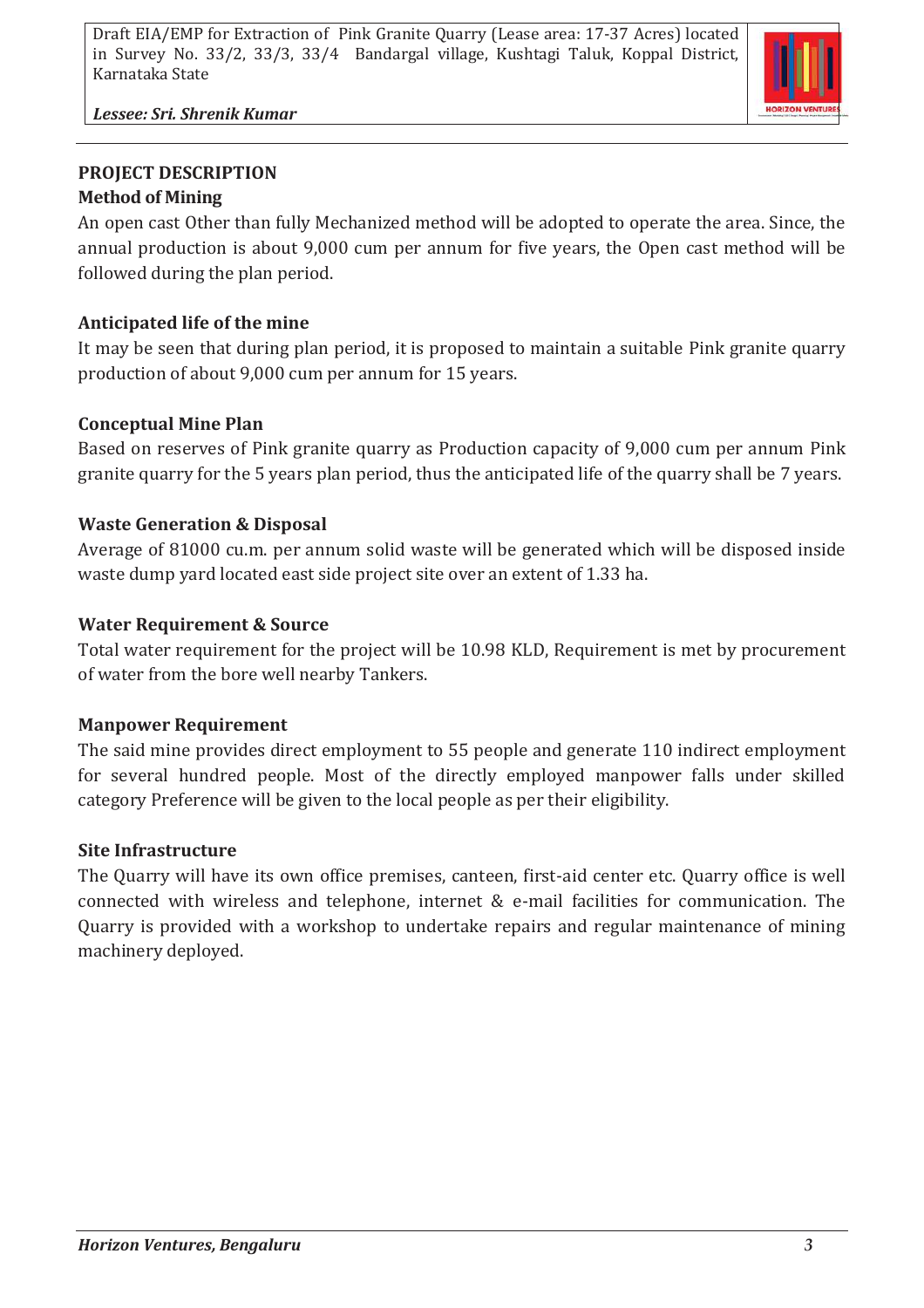## PROJECT DESCRIPTION

### Method of Mining

An open cast Other than fully Mechanized method will be adopted to operate the area. Since, the annual production is about 9,000 cum per annum for five years, the Open cast method will be followed during the plan period.

### Anticipated life of the mine

It may be seen that during plan period, it is proposed to maintain a suitable Pink granite quarry production of about 9,000 cum per annum for 15 years.

### Conceptual Mine Plan

Based on reserves of Pink granite quarry as Production capacity of 9,000 cum per annum Pink granite quarry for the 5 years plan period, thus the anticipated life of the quarry shall be 7 years.

### Waste Generation & Disposal

Average of 81000 cu.m. per annum solid waste will be generated which will be disposed inside waste dump yard located east side project site over an extent of 1.33 ha.

### Water Requirement & Source

Total water requirement for the project will be 10.98 KLD, Requirement is met by procurement of water from the bore well nearby Tankers.

### Manpower Requirement

The said mine provides direct employment to 55 people and generate 110 indirect employment for several hundred people. Most of the directly employed manpower falls under skilled category Preference will be given to the local people as per their eligibility.

### Site Infrastructure

The Quarry will have its own office premises, canteen, first-aid center etc. Quarry office is well connected with wireless and telephone, internet & e-mail facilities for communication. The Quarry is provided with a workshop to undertake repairs and regular maintenance of mining machinery deployed.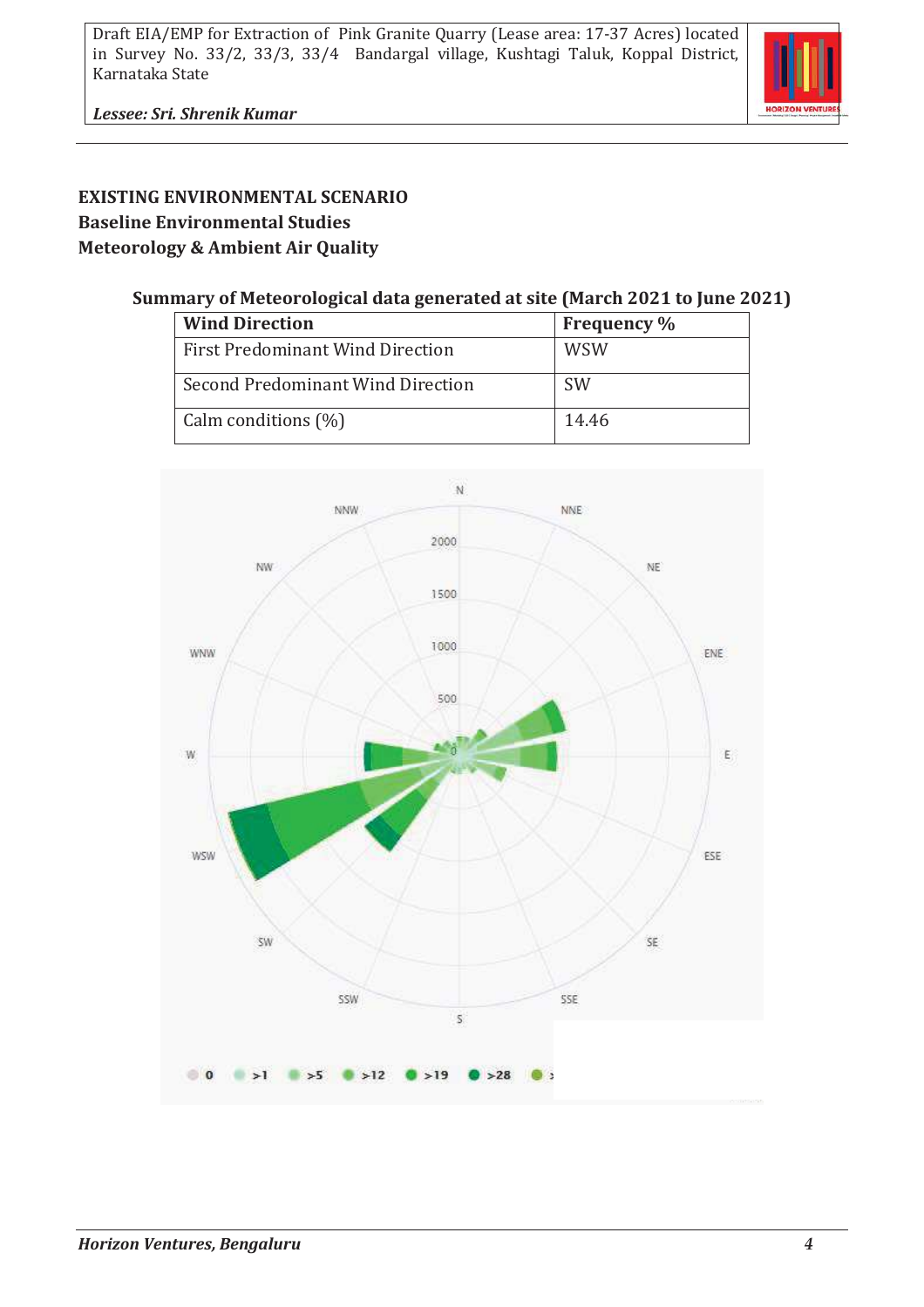**EXISTING ENVIRONMENTAL SCENARIO**
**Baseline Environmental Studies**
**Meteorology & Ambient Air Quality**

**Summary of Meteorological data generated at site (March 2021 to June 2021)**

| Wind Direction | Frequency % |
|---|---|
| First Predominant Wind Direction | WSW |
| Second Predominant Wind Direction | SW |
| Calm conditions (%) | 14.46 |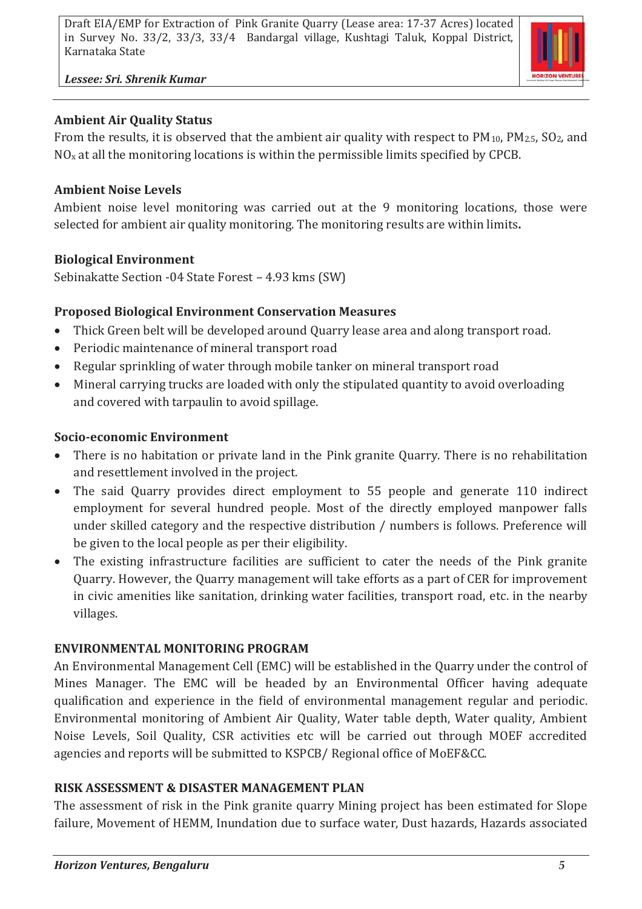**Ambient Air Quality Status**

From the results, it is observed that the ambient air quality with respect to $PM_{10}$, $PM_{2.5}$, $SO_2$, and $NO_x$ at all the monitoring locations is within the permissible limits specified by CPCB.

**Ambient Noise Levels**

Ambient noise level monitoring was carried out at the 9 monitoring locations, those were selected for ambient air quality monitoring. The monitoring results are within limits**.**

**Biological Environment**

Sebinakatte Section -04 State Forest – 4.93 kms (SW)

**Proposed Biological Environment Conservation Measures**

- Thick Green belt will be developed around Quarry lease area and along transport road.
- Periodic maintenance of mineral transport road
- Regular sprinkling of water through mobile tanker on mineral transport road
- Mineral carrying trucks are loaded with only the stipulated quantity to avoid overloading and covered with tarpaulin to avoid spillage.

**Socio-economic Environment**

- There is no habitation or private land in the Pink granite Quarry. There is no rehabilitation and resettlement involved in the project.
- The said Quarry provides direct employment to 55 people and generate 110 indirect employment for several hundred people. Most of the directly employed manpower falls under skilled category and the respective distribution / numbers is follows. Preference will be given to the local people as per their eligibility.
- The existing infrastructure facilities are sufficient to cater the needs of the Pink granite Quarry. However, the Quarry management will take efforts as a part of CER for improvement in civic amenities like sanitation, drinking water facilities, transport road, etc. in the nearby villages.

**ENVIRONMENTAL MONITORING PROGRAM**

An Environmental Management Cell (EMC) will be established in the Quarry under the control of Mines Manager. The EMC will be headed by an Environmental Officer having adequate qualification and experience in the field of environmental management regular and periodic. Environmental monitoring of Ambient Air Quality, Water table depth, Water quality, Ambient Noise Levels, Soil Quality, CSR activities etc will be carried out through MOEF accredited agencies and reports will be submitted to KSPCB/ Regional office of MoEF&CC.

**RISK ASSESSMENT & DISASTER MANAGEMENT PLAN**

The assessment of risk in the Pink granite quarry Mining project has been estimated for Slope failure, Movement of HEMM, Inundation due to surface water, Dust hazards, Hazards associated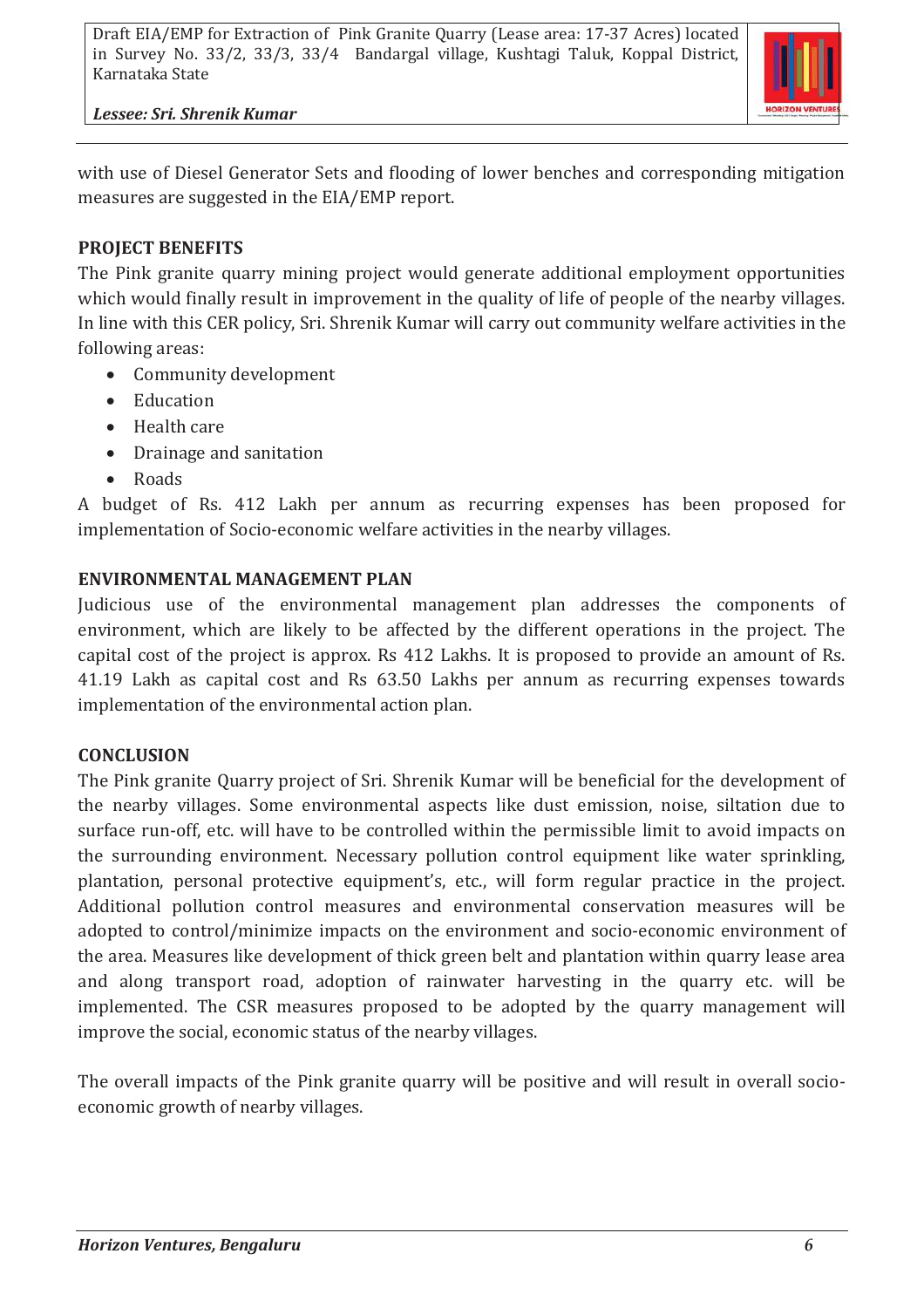with use of Diesel Generator Sets and flooding of lower benches and corresponding mitigation measures are suggested in the EIA/EMP report.

## PROJECT BENEFITS

The Pink granite quarry mining project would generate additional employment opportunities which would finally result in improvement in the quality of life of people of the nearby villages. In line with this CER policy, Sri. Shrenik Kumar will carry out community welfare activities in the following areas:

- Community development
- Education
- Health care
- Drainage and sanitation
- Roads

A budget of Rs. 412 Lakh per annum as recurring expenses has been proposed for implementation of Socio-economic welfare activities in the nearby villages.

## ENVIRONMENTAL MANAGEMENT PLAN

Judicious use of the environmental management plan addresses the components of environment, which are likely to be affected by the different operations in the project. The capital cost of the project is approx. Rs 412 Lakhs. It is proposed to provide an amount of Rs. 41.19 Lakh as capital cost and Rs 63.50 Lakhs per annum as recurring expenses towards implementation of the environmental action plan.

## CONCLUSION

The Pink granite Quarry project of Sri. Shrenik Kumar will be beneficial for the development of the nearby villages. Some environmental aspects like dust emission, noise, siltation due to surface run-off, etc. will have to be controlled within the permissible limit to avoid impacts on the surrounding environment. Necessary pollution control equipment like water sprinkling, plantation, personal protective equipment's, etc., will form regular practice in the project. Additional pollution control measures and environmental conservation measures will be adopted to control/minimize impacts on the environment and socio-economic environment of the area. Measures like development of thick green belt and plantation within quarry lease area and along transport road, adoption of rainwater harvesting in the quarry etc. will be implemented. The CSR measures proposed to be adopted by the quarry management will improve the social, economic status of the nearby villages.

The overall impacts of the Pink granite quarry will be positive and will result in overall socio-economic growth of nearby villages.